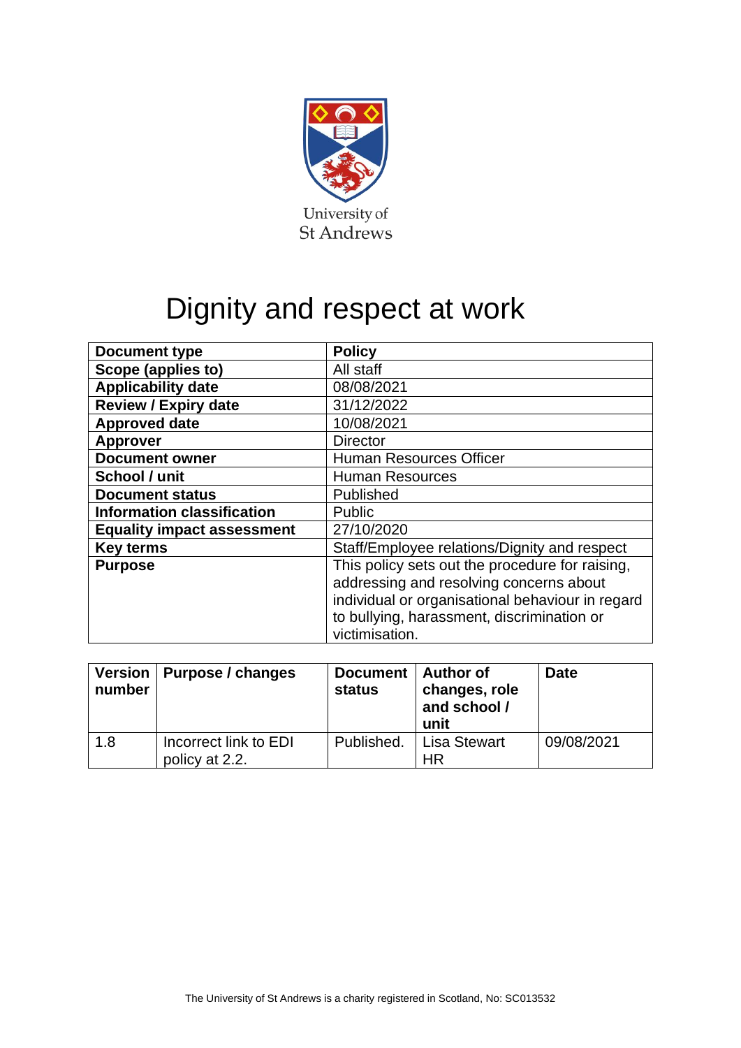University of St Andrews

# Dignity and respect at work

| Document type | Policy |
|---|---|
| Scope (applies to) | All staff |
| Applicability date | 08/08/2021 |
| Review / Expiry date | 31/12/2022 |
| Approved date | 10/08/2021 |
| Approver | Director |
| Document owner | Human Resources Officer |
| School / unit | Human Resources |
| Document status | Published |
| Information classification | Public |
| Equality impact assessment | 27/10/2020 |
| Key terms | Staff/Employee relations/Dignity and respect |
| Purpose | This policy sets out the procedure for raising, addressing and resolving concerns about individual or organisational behaviour in regard to bullying, harassment, discrimination or victimisation. |

| Version number | Purpose / changes | Document status | Author of changes, role and school / unit | Date |
|---|---|---|---|---|
| 1.8 | Incorrect link to EDI policy at 2.2. | Published. | Lisa Stewart HR | 09/08/2021 |

The University of St Andrews is a charity registered in Scotland, No: SC013532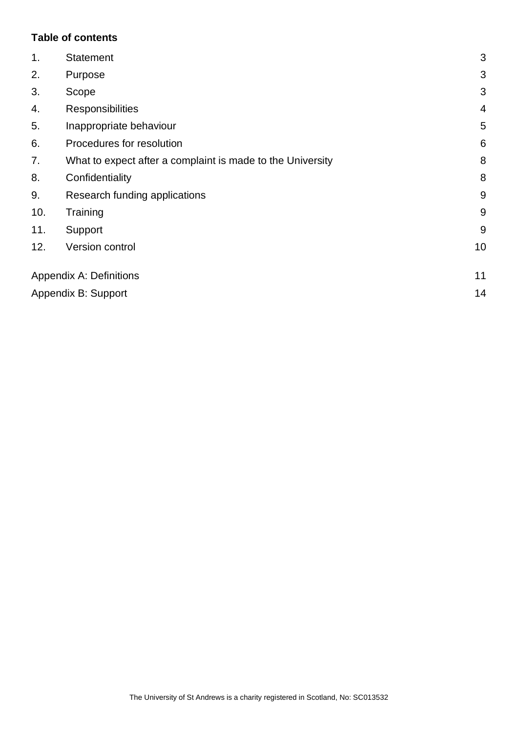**Table of contents**

| | | |
|---|---|---|
| 1. | Statement | 3 |
| 2. | Purpose | 3 |
| 3. | Scope | 3 |
| 4. | Responsibilities | 4 |
| 5. | Inappropriate behaviour | 5 |
| 6. | Procedures for resolution | 6 |
| 7. | What to expect after a complaint is made to the University | 8 |
| 8. | Confidentiality | 8 |
| 9. | Research funding applications | 9 |
| 10. | Training | 9 |
| 11. | Support | 9 |
| 12. | Version control | 10 |
| Appendix A: Definitions | | 11 |
| Appendix B: Support | | 14 |

The University of St Andrews is a charity registered in Scotland, No: SC013532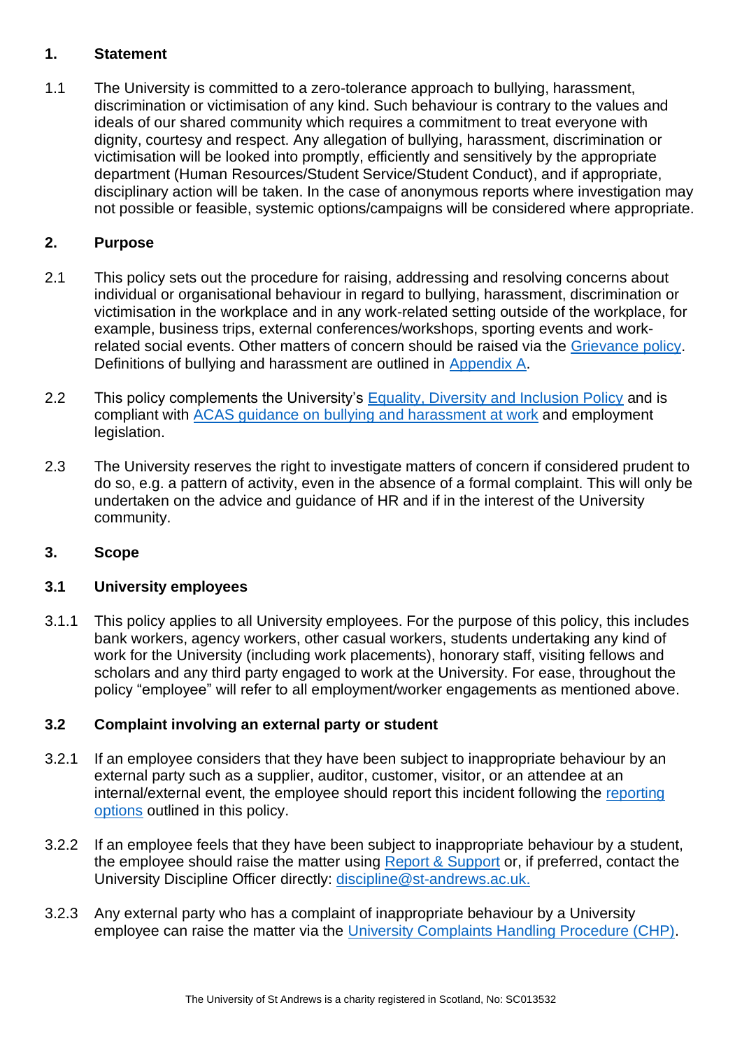## 1. Statement

1.1 The University is committed to a zero-tolerance approach to bullying, harassment, discrimination or victimisation of any kind. Such behaviour is contrary to the values and ideals of our shared community which requires a commitment to treat everyone with dignity, courtesy and respect. Any allegation of bullying, harassment, discrimination or victimisation will be looked into promptly, efficiently and sensitively by the appropriate department (Human Resources/Student Service/Student Conduct), and if appropriate, disciplinary action will be taken. In the case of anonymous reports where investigation may not possible or feasible, systemic options/campaigns will be considered where appropriate.

## 2. Purpose

2.1 This policy sets out the procedure for raising, addressing and resolving concerns about individual or organisational behaviour in regard to bullying, harassment, discrimination or victimisation in the workplace and in any work-related setting outside of the workplace, for example, business trips, external conferences/workshops, sporting events and work-related social events. Other matters of concern should be raised via the Grievance policy. Definitions of bullying and harassment are outlined in Appendix A.

2.2 This policy complements the University's Equality, Diversity and Inclusion Policy and is compliant with ACAS guidance on bullying and harassment at work and employment legislation.

2.3 The University reserves the right to investigate matters of concern if considered prudent to do so, e.g. a pattern of activity, even in the absence of a formal complaint. This will only be undertaken on the advice and guidance of HR and if in the interest of the University community.

## 3. Scope

### 3.1 University employees

3.1.1 This policy applies to all University employees. For the purpose of this policy, this includes bank workers, agency workers, other casual workers, students undertaking any kind of work for the University (including work placements), honorary staff, visiting fellows and scholars and any third party engaged to work at the University. For ease, throughout the policy "employee" will refer to all employment/worker engagements as mentioned above.

### 3.2 Complaint involving an external party or student

3.2.1 If an employee considers that they have been subject to inappropriate behaviour by an external party such as a supplier, auditor, customer, visitor, or an attendee at an internal/external event, the employee should report this incident following the reporting options outlined in this policy.

3.2.2 If an employee feels that they have been subject to inappropriate behaviour by a student, the employee should raise the matter using Report & Support or, if preferred, contact the University Discipline Officer directly: discipline@st-andrews.ac.uk.

3.2.3 Any external party who has a complaint of inappropriate behaviour by a University employee can raise the matter via the University Complaints Handling Procedure (CHP).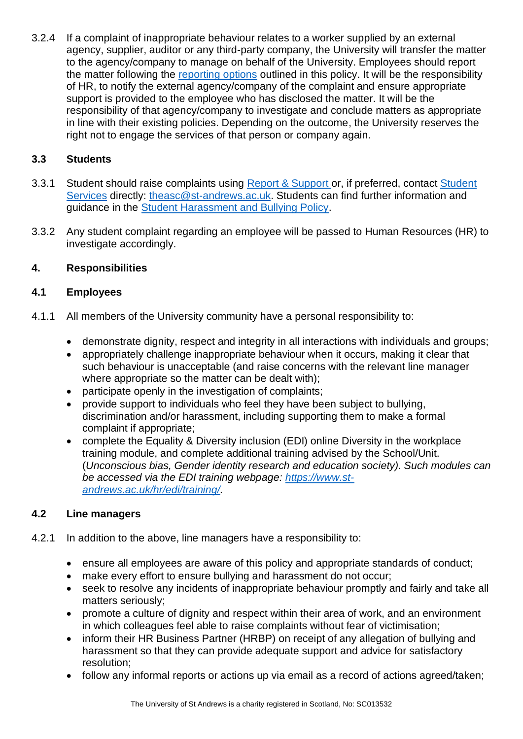3.2.4 If a complaint of inappropriate behaviour relates to a worker supplied by an external agency, supplier, auditor or any third-party company, the University will transfer the matter to the agency/company to manage on behalf of the University. Employees should report the matter following the [reporting options](#) outlined in this policy. It will be the responsibility of HR, to notify the external agency/company of the complaint and ensure appropriate support is provided to the employee who has disclosed the matter. It will be the responsibility of that agency/company to investigate and conclude matters as appropriate in line with their existing policies. Depending on the outcome, the University reserves the right not to engage the services of that person or company again.

### 3.3 Students

3.3.1 Student should raise complaints using [Report & Support](#) or, if preferred, contact [Student Services](#) directly: theasc@st-andrews.ac.uk. Students can find further information and guidance in the [Student Harassment and Bullying Policy](#).

3.3.2 Any student complaint regarding an employee will be passed to Human Resources (HR) to investigate accordingly.

## 4. Responsibilities

### 4.1 Employees

4.1.1 All members of the University community have a personal responsibility to:

- demonstrate dignity, respect and integrity in all interactions with individuals and groups;
- appropriately challenge inappropriate behaviour when it occurs, making it clear that such behaviour is unacceptable (and raise concerns with the relevant line manager where appropriate so the matter can be dealt with);
- participate openly in the investigation of complaints;
- provide support to individuals who feel they have been subject to bullying, discrimination and/or harassment, including supporting them to make a formal complaint if appropriate;
- complete the Equality & Diversity inclusion (EDI) online Diversity in the workplace training module, and complete additional training advised by the School/Unit. (*Unconscious bias, Gender identity research and education society). Such modules can be accessed via the EDI training webpage: [https://www.st-andrews.ac.uk/hr/edi/training/](https://www.st-andrews.ac.uk/hr/edi/training/).*

### 4.2 Line managers

4.2.1 In addition to the above, line managers have a responsibility to:

- ensure all employees are aware of this policy and appropriate standards of conduct;
- make every effort to ensure bullying and harassment do not occur;
- seek to resolve any incidents of inappropriate behaviour promptly and fairly and take all matters seriously;
- promote a culture of dignity and respect within their area of work, and an environment in which colleagues feel able to raise complaints without fear of victimisation;
- inform their HR Business Partner (HRBP) on receipt of any allegation of bullying and harassment so that they can provide adequate support and advice for satisfactory resolution;
- follow any informal reports or actions up via email as a record of actions agreed/taken;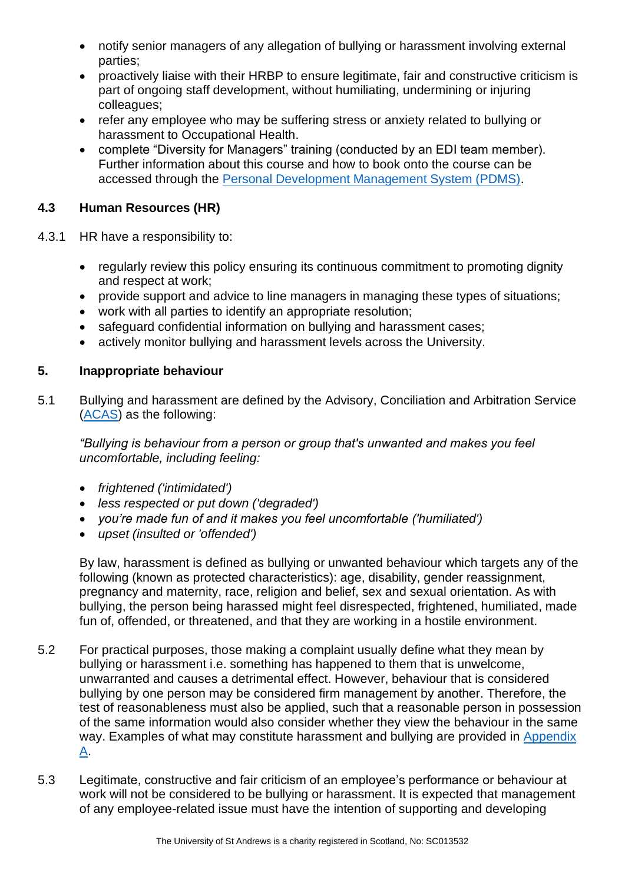- notify senior managers of any allegation of bullying or harassment involving external parties;
- proactively liaise with their HRBP to ensure legitimate, fair and constructive criticism is part of ongoing staff development, without humiliating, undermining or injuring colleagues;
- refer any employee who may be suffering stress or anxiety related to bullying or harassment to Occupational Health.
- complete "Diversity for Managers" training (conducted by an EDI team member). Further information about this course and how to book onto the course can be accessed through the [Personal Development Management System (PDMS)](#).

### 4.3 Human Resources (HR)

4.3.1 HR have a responsibility to:

- regularly review this policy ensuring its continuous commitment to promoting dignity and respect at work;
- provide support and advice to line managers in managing these types of situations;
- work with all parties to identify an appropriate resolution;
- safeguard confidential information on bullying and harassment cases;
- actively monitor bullying and harassment levels across the University.

## 5. Inappropriate behaviour

5.1 Bullying and harassment are defined by the Advisory, Conciliation and Arbitration Service ([ACAS](#)) as the following:

*"Bullying is behaviour from a person or group that's unwanted and makes you feel uncomfortable, including feeling:*

- *frightened ('intimidated')*
- *less respected or put down ('degraded')*
- *you're made fun of and it makes you feel uncomfortable ('humiliated')*
- *upset (insulted or 'offended')*

By law, harassment is defined as bullying or unwanted behaviour which targets any of the following (known as protected characteristics): age, disability, gender reassignment, pregnancy and maternity, race, religion and belief, sex and sexual orientation. As with bullying, the person being harassed might feel disrespected, frightened, humiliated, made fun of, offended, or threatened, and that they are working in a hostile environment.

5.2 For practical purposes, those making a complaint usually define what they mean by bullying or harassment i.e. something has happened to them that is unwelcome, unwarranted and causes a detrimental effect. However, behaviour that is considered bullying by one person may be considered firm management by another. Therefore, the test of reasonableness must also be applied, such that a reasonable person in possession of the same information would also consider whether they view the behaviour in the same way. Examples of what may constitute harassment and bullying are provided in [Appendix A](#).

5.3 Legitimate, constructive and fair criticism of an employee's performance or behaviour at work will not be considered to be bullying or harassment. It is expected that management of any employee-related issue must have the intention of supporting and developing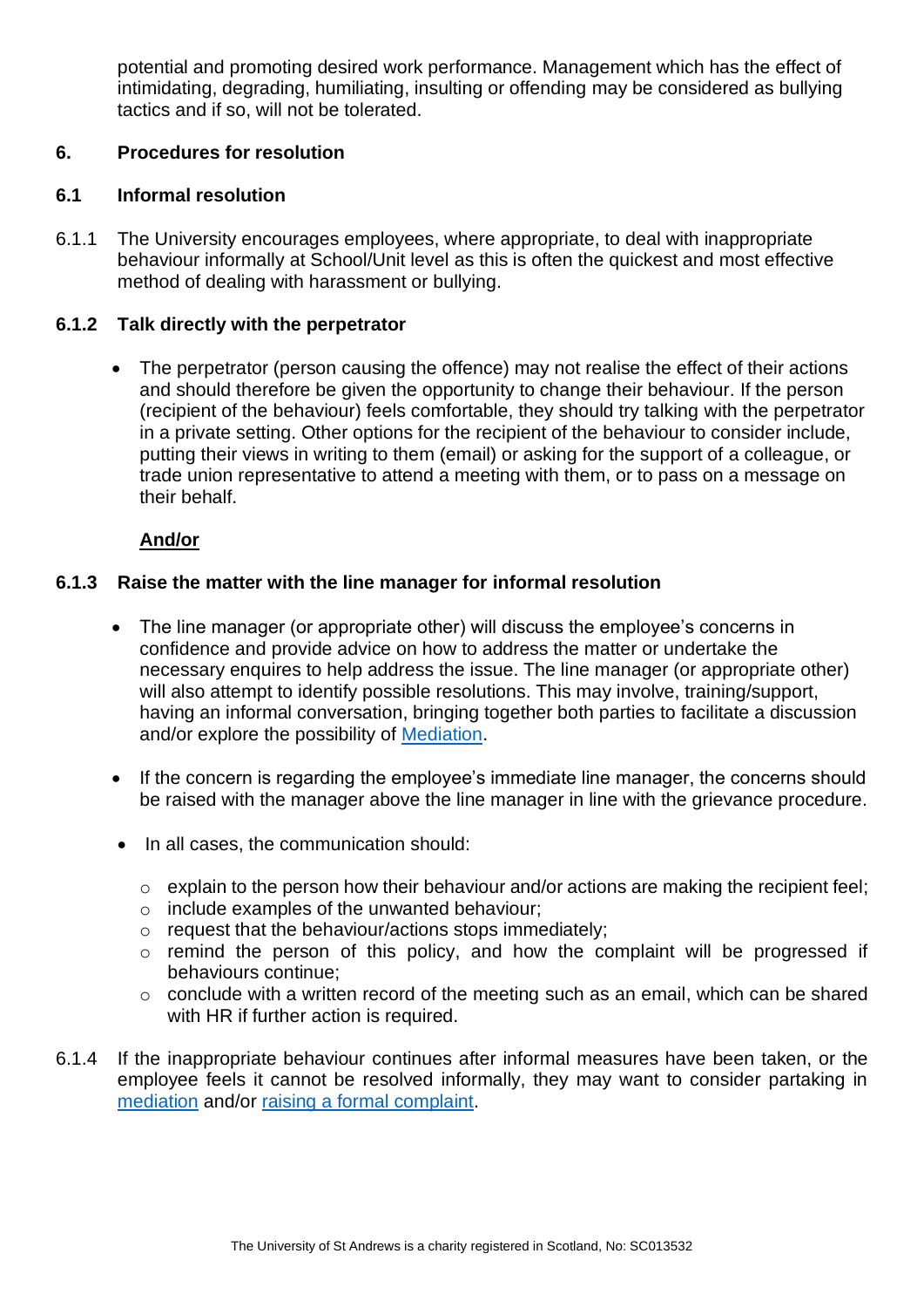potential and promoting desired work performance. Management which has the effect of intimidating, degrading, humiliating, insulting or offending may be considered as bullying tactics and if so, will not be tolerated.

## 6. Procedures for resolution

### 6.1 Informal resolution

6.1.1 The University encourages employees, where appropriate, to deal with inappropriate behaviour informally at School/Unit level as this is often the quickest and most effective method of dealing with harassment or bullying.

### 6.1.2 Talk directly with the perpetrator

- The perpetrator (person causing the offence) may not realise the effect of their actions and should therefore be given the opportunity to change their behaviour. If the person (recipient of the behaviour) feels comfortable, they should try talking with the perpetrator in a private setting. Other options for the recipient of the behaviour to consider include, putting their views in writing to them (email) or asking for the support of a colleague, or trade union representative to attend a meeting with them, or to pass on a message on their behalf.

  **And/or**

### 6.1.3 Raise the matter with the line manager for informal resolution

- The line manager (or appropriate other) will discuss the employee's concerns in confidence and provide advice on how to address the matter or undertake the necessary enquires to help address the issue. The line manager (or appropriate other) will also attempt to identify possible resolutions. This may involve, training/support, having an informal conversation, bringing together both parties to facilitate a discussion and/or explore the possibility of Mediation.
- If the concern is regarding the employee's immediate line manager, the concerns should be raised with the manager above the line manager in line with the grievance procedure.
- In all cases, the communication should:
  - explain to the person how their behaviour and/or actions are making the recipient feel;
  - include examples of the unwanted behaviour;
  - request that the behaviour/actions stops immediately;
  - remind the person of this policy, and how the complaint will be progressed if behaviours continue;
  - conclude with a written record of the meeting such as an email, which can be shared with HR if further action is required.

6.1.4 If the inappropriate behaviour continues after informal measures have been taken, or the employee feels it cannot be resolved informally, they may want to consider partaking in mediation and/or raising a formal complaint.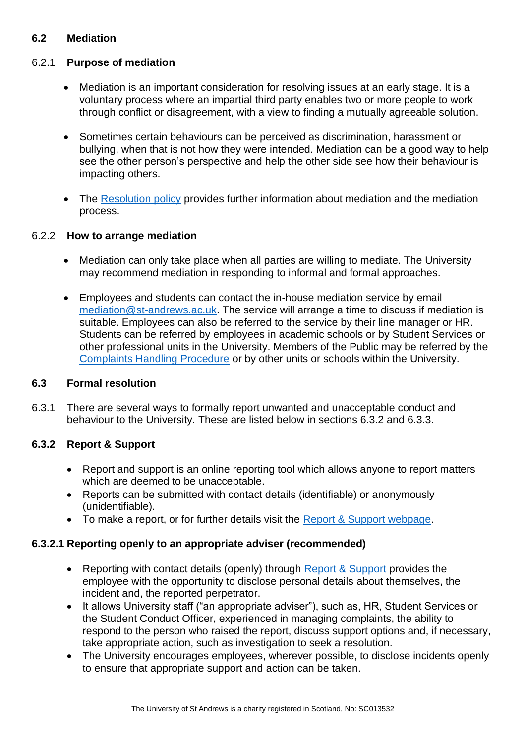### 6.2 Mediation

#### 6.2.1 Purpose of mediation

- Mediation is an important consideration for resolving issues at an early stage. It is a voluntary process where an impartial third party enables two or more people to work through conflict or disagreement, with a view to finding a mutually agreeable solution.

- Sometimes certain behaviours can be perceived as discrimination, harassment or bullying, when that is not how they were intended. Mediation can be a good way to help see the other person's perspective and help the other side see how their behaviour is impacting others.

- The Resolution policy provides further information about mediation and the mediation process.

#### 6.2.2 How to arrange mediation

- Mediation can only take place when all parties are willing to mediate. The University may recommend mediation in responding to informal and formal approaches.

- Employees and students can contact the in-house mediation service by email mediation@st-andrews.ac.uk. The service will arrange a time to discuss if mediation is suitable. Employees can also be referred to the service by their line manager or HR. Students can be referred by employees in academic schools or by Student Services or other professional units in the University. Members of the Public may be referred by the Complaints Handling Procedure or by other units or schools within the University.

### 6.3 Formal resolution

6.3.1 There are several ways to formally report unwanted and unacceptable conduct and behaviour to the University. These are listed below in sections 6.3.2 and 6.3.3.

#### 6.3.2 Report & Support

- Report and support is an online reporting tool which allows anyone to report matters which are deemed to be unacceptable.
- Reports can be submitted with contact details (identifiable) or anonymously (unidentifiable).
- To make a report, or for further details visit the Report & Support webpage.

#### 6.3.2.1 Reporting openly to an appropriate adviser (recommended)

- Reporting with contact details (openly) through Report & Support provides the employee with the opportunity to disclose personal details about themselves, the incident and, the reported perpetrator.
- It allows University staff ("an appropriate adviser"), such as, HR, Student Services or the Student Conduct Officer, experienced in managing complaints, the ability to respond to the person who raised the report, discuss support options and, if necessary, take appropriate action, such as investigation to seek a resolution.
- The University encourages employees, wherever possible, to disclose incidents openly to ensure that appropriate support and action can be taken.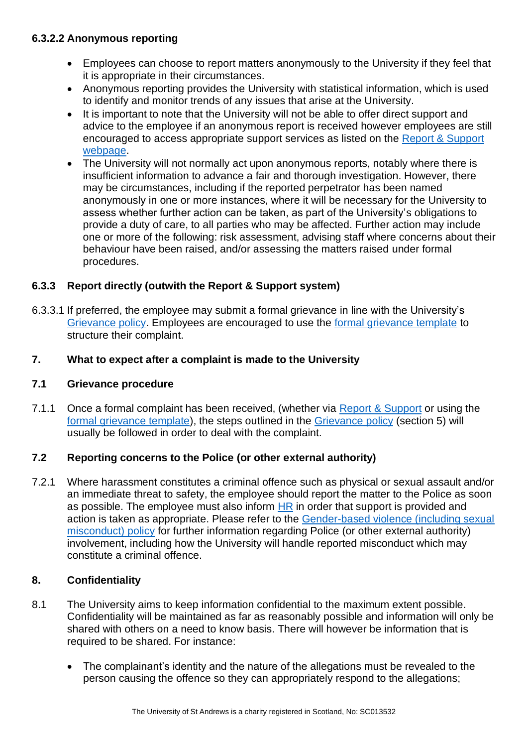#### 6.3.2.2 Anonymous reporting

- Employees can choose to report matters anonymously to the University if they feel that it is appropriate in their circumstances.
- Anonymous reporting provides the University with statistical information, which is used to identify and monitor trends of any issues that arise at the University.
- It is important to note that the University will not be able to offer direct support and advice to the employee if an anonymous report is received however employees are still encouraged to access appropriate support services as listed on the Report & Support webpage.
- The University will not normally act upon anonymous reports, notably where there is insufficient information to advance a fair and thorough investigation. However, there may be circumstances, including if the reported perpetrator has been named anonymously in one or more instances, where it will be necessary for the University to assess whether further action can be taken, as part of the University's obligations to provide a duty of care, to all parties who may be affected. Further action may include one or more of the following: risk assessment, advising staff where concerns about their behaviour have been raised, and/or assessing the matters raised under formal procedures.

### 6.3.3 Report directly (outwith the Report & Support system)

6.3.3.1 If preferred, the employee may submit a formal grievance in line with the University's Grievance policy. Employees are encouraged to use the formal grievance template to structure their complaint.

## 7. What to expect after a complaint is made to the University

### 7.1 Grievance procedure

7.1.1 Once a formal complaint has been received, (whether via Report & Support or using the formal grievance template), the steps outlined in the Grievance policy (section 5) will usually be followed in order to deal with the complaint.

### 7.2 Reporting concerns to the Police (or other external authority)

7.2.1 Where harassment constitutes a criminal offence such as physical or sexual assault and/or an immediate threat to safety, the employee should report the matter to the Police as soon as possible. The employee must also inform HR in order that support is provided and action is taken as appropriate. Please refer to the Gender-based violence (including sexual misconduct) policy for further information regarding Police (or other external authority) involvement, including how the University will handle reported misconduct which may constitute a criminal offence.

## 8. Confidentiality

8.1 The University aims to keep information confidential to the maximum extent possible. Confidentiality will be maintained as far as reasonably possible and information will only be shared with others on a need to know basis. There will however be information that is required to be shared. For instance:

- The complainant's identity and the nature of the allegations must be revealed to the person causing the offence so they can appropriately respond to the allegations;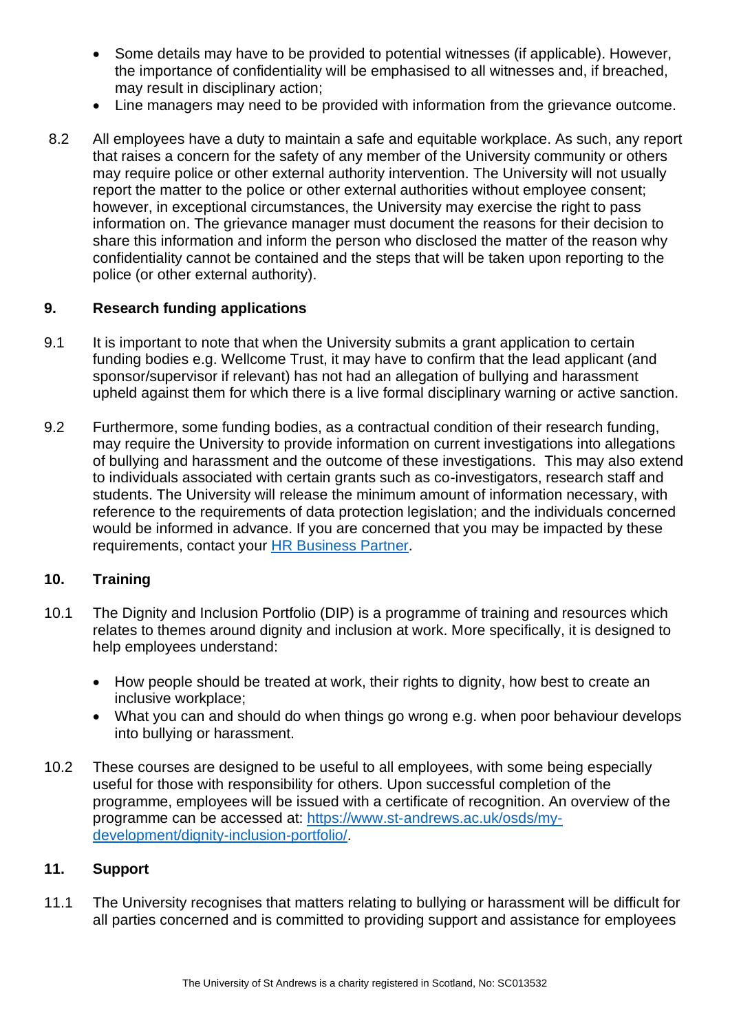- Some details may have to be provided to potential witnesses (if applicable). However, the importance of confidentiality will be emphasised to all witnesses and, if breached, may result in disciplinary action;
- Line managers may need to be provided with information from the grievance outcome.

8.2 All employees have a duty to maintain a safe and equitable workplace. As such, any report that raises a concern for the safety of any member of the University community or others may require police or other external authority intervention. The University will not usually report the matter to the police or other external authorities without employee consent; however, in exceptional circumstances, the University may exercise the right to pass information on. The grievance manager must document the reasons for their decision to share this information and inform the person who disclosed the matter of the reason why confidentiality cannot be contained and the steps that will be taken upon reporting to the police (or other external authority).

## 9. Research funding applications

9.1 It is important to note that when the University submits a grant application to certain funding bodies e.g. Wellcome Trust, it may have to confirm that the lead applicant (and sponsor/supervisor if relevant) has not had an allegation of bullying and harassment upheld against them for which there is a live formal disciplinary warning or active sanction.

9.2 Furthermore, some funding bodies, as a contractual condition of their research funding, may require the University to provide information on current investigations into allegations of bullying and harassment and the outcome of these investigations. This may also extend to individuals associated with certain grants such as co-investigators, research staff and students. The University will release the minimum amount of information necessary, with reference to the requirements of data protection legislation; and the individuals concerned would be informed in advance. If you are concerned that you may be impacted by these requirements, contact your [HR Business Partner](https://www.st-andrews.ac.uk/).

## 10. Training

10.1 The Dignity and Inclusion Portfolio (DIP) is a programme of training and resources which relates to themes around dignity and inclusion at work. More specifically, it is designed to help employees understand:

- How people should be treated at work, their rights to dignity, how best to create an inclusive workplace;
- What you can and should do when things go wrong e.g. when poor behaviour develops into bullying or harassment.

10.2 These courses are designed to be useful to all employees, with some being especially useful for those with responsibility for others. Upon successful completion of the programme, employees will be issued with a certificate of recognition. An overview of the programme can be accessed at: https://www.st-andrews.ac.uk/osds/my-development/dignity-inclusion-portfolio/.

## 11. Support

11.1 The University recognises that matters relating to bullying or harassment will be difficult for all parties concerned and is committed to providing support and assistance for employees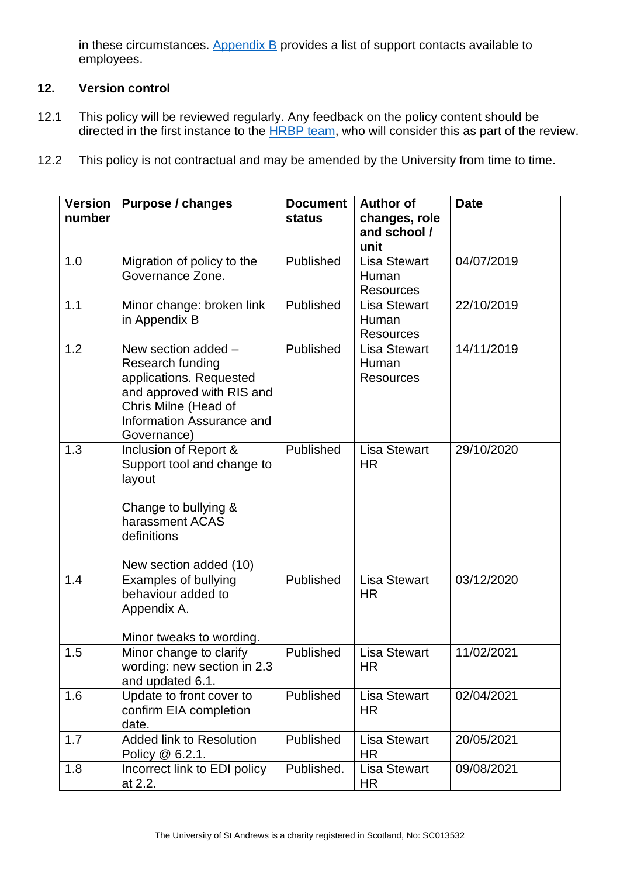in these circumstances. [Appendix B](#) provides a list of support contacts available to employees.

## 12. Version control

12.1 This policy will be reviewed regularly. Any feedback on the policy content should be directed in the first instance to the [HRBP team](#), who will consider this as part of the review.

12.2 This policy is not contractual and may be amended by the University from time to time.

| Version number | Purpose / changes | Document status | Author of changes, role and school / unit | Date |
|---|---|---|---|---|
| 1.0 | Migration of policy to the Governance Zone. | Published | Lisa Stewart Human Resources | 04/07/2019 |
| 1.1 | Minor change: broken link in Appendix B | Published | Lisa Stewart Human Resources | 22/10/2019 |
| 1.2 | New section added – Research funding applications. Requested and approved with RIS and Chris Milne (Head of Information Assurance and Governance) | Published | Lisa Stewart Human Resources | 14/11/2019 |
| 1.3 | Inclusion of Report & Support tool and change to layout<br><br>Change to bullying & harassment ACAS definitions<br><br>New section added (10) | Published | Lisa Stewart HR | 29/10/2020 |
| 1.4 | Examples of bullying behaviour added to Appendix A.<br><br>Minor tweaks to wording. | Published | Lisa Stewart HR | 03/12/2020 |
| 1.5 | Minor change to clarify wording: new section in 2.3 and updated 6.1. | Published | Lisa Stewart HR | 11/02/2021 |
| 1.6 | Update to front cover to confirm EIA completion date. | Published | Lisa Stewart HR | 02/04/2021 |
| 1.7 | Added link to Resolution Policy @ 6.2.1. | Published | Lisa Stewart HR | 20/05/2021 |
| 1.8 | Incorrect link to EDI policy at 2.2. | Published. | Lisa Stewart HR | 09/08/2021 |

The University of St Andrews is a charity registered in Scotland, No: SC013532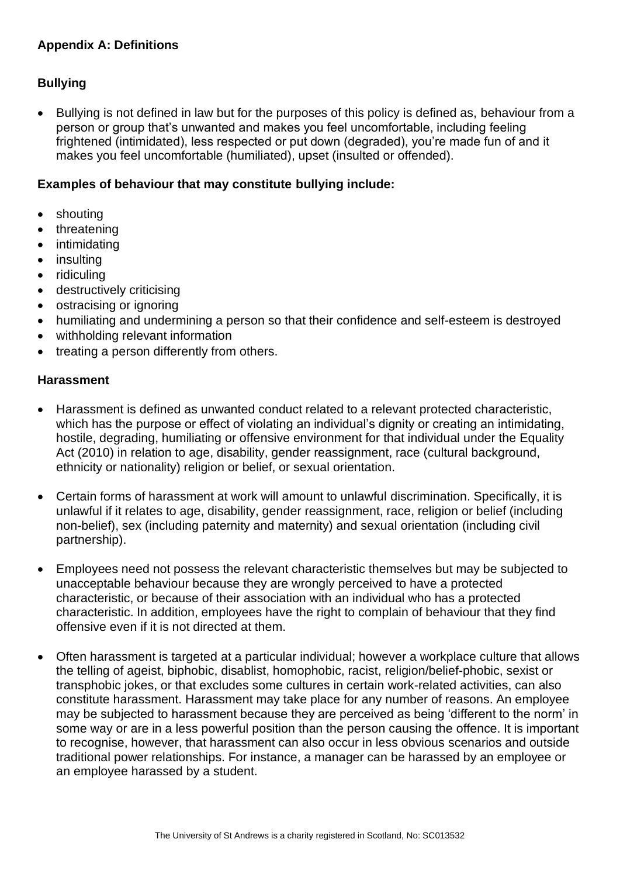## Appendix A: Definitions

### Bullying

- Bullying is not defined in law but for the purposes of this policy is defined as, behaviour from a person or group that's unwanted and makes you feel uncomfortable, including feeling frightened (intimidated), less respected or put down (degraded), you're made fun of and it makes you feel uncomfortable (humiliated), upset (insulted or offended).

**Examples of behaviour that may constitute bullying include:**

- shouting
- threatening
- intimidating
- insulting
- ridiculing
- destructively criticising
- ostracising or ignoring
- humiliating and undermining a person so that their confidence and self-esteem is destroyed
- withholding relevant information
- treating a person differently from others.

### Harassment

- Harassment is defined as unwanted conduct related to a relevant protected characteristic, which has the purpose or effect of violating an individual's dignity or creating an intimidating, hostile, degrading, humiliating or offensive environment for that individual under the Equality Act (2010) in relation to age, disability, gender reassignment, race (cultural background, ethnicity or nationality) religion or belief, or sexual orientation.

- Certain forms of harassment at work will amount to unlawful discrimination. Specifically, it is unlawful if it relates to age, disability, gender reassignment, race, religion or belief (including non-belief), sex (including paternity and maternity) and sexual orientation (including civil partnership).

- Employees need not possess the relevant characteristic themselves but may be subjected to unacceptable behaviour because they are wrongly perceived to have a protected characteristic, or because of their association with an individual who has a protected characteristic. In addition, employees have the right to complain of behaviour that they find offensive even if it is not directed at them.

- Often harassment is targeted at a particular individual; however a workplace culture that allows the telling of ageist, biphobic, disablist, homophobic, racist, religion/belief-phobic, sexist or transphobic jokes, or that excludes some cultures in certain work-related activities, can also constitute harassment. Harassment may take place for any number of reasons. An employee may be subjected to harassment because they are perceived as being 'different to the norm' in some way or are in a less powerful position than the person causing the offence. It is important to recognise, however, that harassment can also occur in less obvious scenarios and outside traditional power relationships. For instance, a manager can be harassed by an employee or an employee harassed by a student.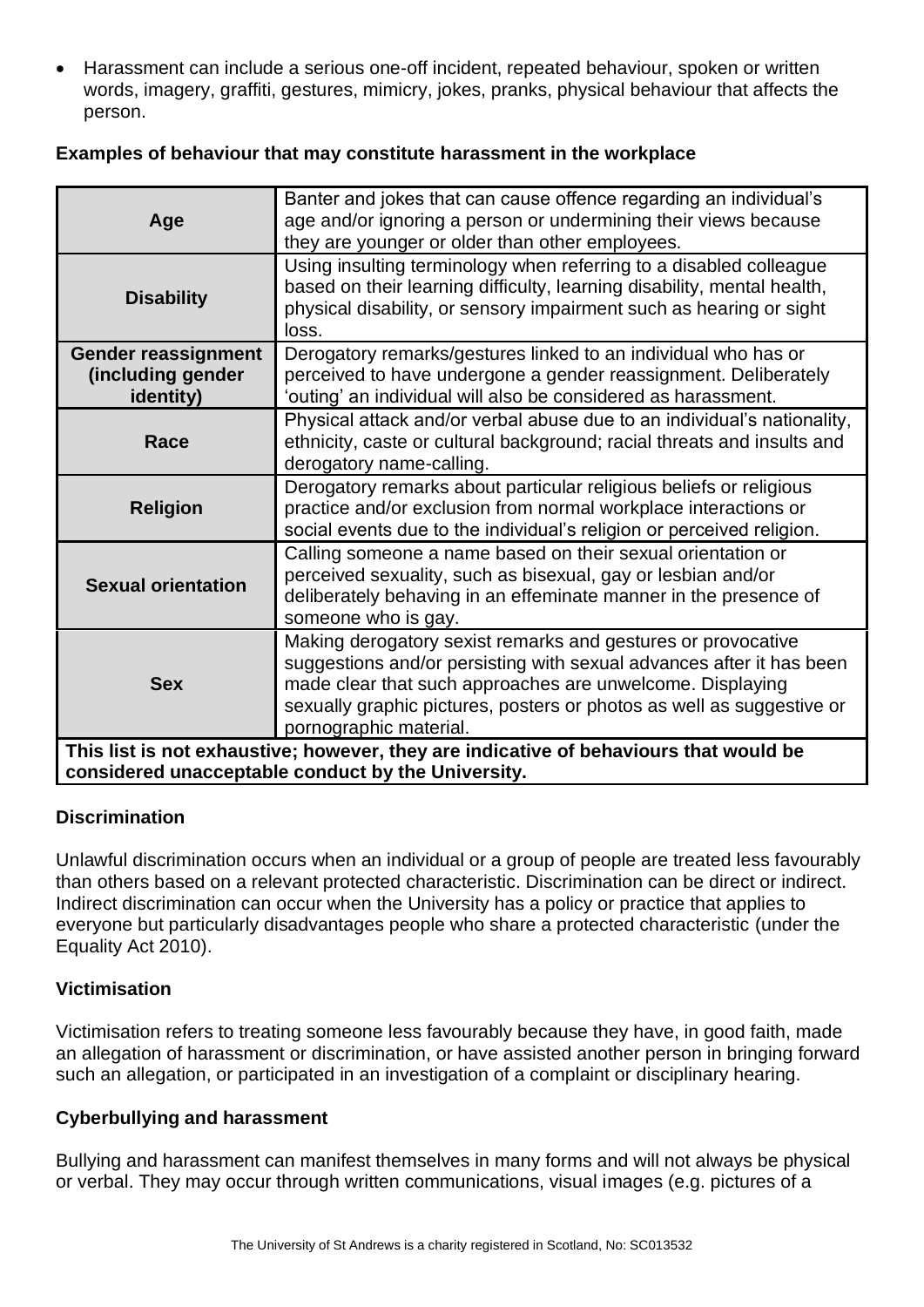- Harassment can include a serious one-off incident, repeated behaviour, spoken or written words, imagery, graffiti, gestures, mimicry, jokes, pranks, physical behaviour that affects the person.

**Examples of behaviour that may constitute harassment in the workplace**

| | |
|---|---|
| **Age** | Banter and jokes that can cause offence regarding an individual's age and/or ignoring a person or undermining their views because they are younger or older than other employees. |
| **Disability** | Using insulting terminology when referring to a disabled colleague based on their learning difficulty, learning disability, mental health, physical disability, or sensory impairment such as hearing or sight loss. |
| **Gender reassignment (including gender identity)** | Derogatory remarks/gestures linked to an individual who has or perceived to have undergone a gender reassignment. Deliberately 'outing' an individual will also be considered as harassment. |
| **Race** | Physical attack and/or verbal abuse due to an individual's nationality, ethnicity, caste or cultural background; racial threats and insults and derogatory name-calling. |
| **Religion** | Derogatory remarks about particular religious beliefs or religious practice and/or exclusion from normal workplace interactions or social events due to the individual's religion or perceived religion. |
| **Sexual orientation** | Calling someone a name based on their sexual orientation or perceived sexuality, such as bisexual, gay or lesbian and/or deliberately behaving in an effeminate manner in the presence of someone who is gay. |
| **Sex** | Making derogatory sexist remarks and gestures or provocative suggestions and/or persisting with sexual advances after it has been made clear that such approaches are unwelcome. Displaying sexually graphic pictures, posters or photos as well as suggestive or pornographic material. |
| **This list is not exhaustive; however, they are indicative of behaviours that would be considered unacceptable conduct by the University.** | |

**Discrimination**

Unlawful discrimination occurs when an individual or a group of people are treated less favourably than others based on a relevant protected characteristic. Discrimination can be direct or indirect. Indirect discrimination can occur when the University has a policy or practice that applies to everyone but particularly disadvantages people who share a protected characteristic (under the Equality Act 2010).

**Victimisation**

Victimisation refers to treating someone less favourably because they have, in good faith, made an allegation of harassment or discrimination, or have assisted another person in bringing forward such an allegation, or participated in an investigation of a complaint or disciplinary hearing.

**Cyberbullying and harassment**

Bullying and harassment can manifest themselves in many forms and will not always be physical or verbal. They may occur through written communications, visual images (e.g. pictures of a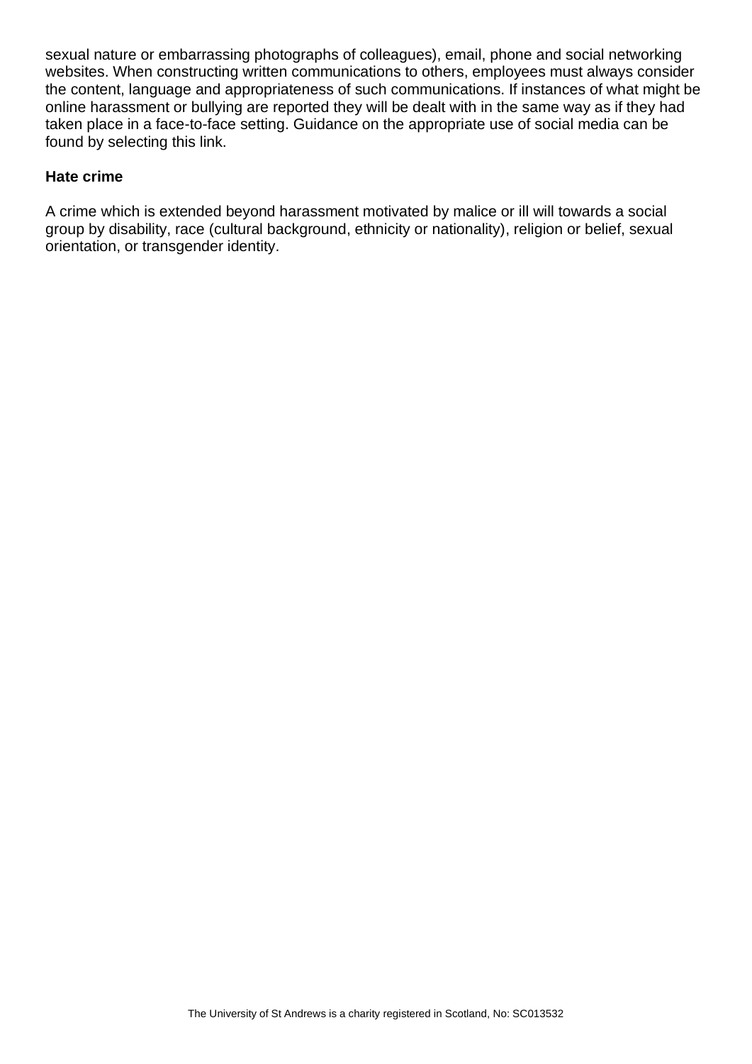sexual nature or embarrassing photographs of colleagues), email, phone and social networking websites. When constructing written communications to others, employees must always consider the content, language and appropriateness of such communications. If instances of what might be online harassment or bullying are reported they will be dealt with in the same way as if they had taken place in a face-to-face setting. Guidance on the appropriate use of social media can be found by selecting this link.

**Hate crime**

A crime which is extended beyond harassment motivated by malice or ill will towards a social group by disability, race (cultural background, ethnicity or nationality), religion or belief, sexual orientation, or transgender identity.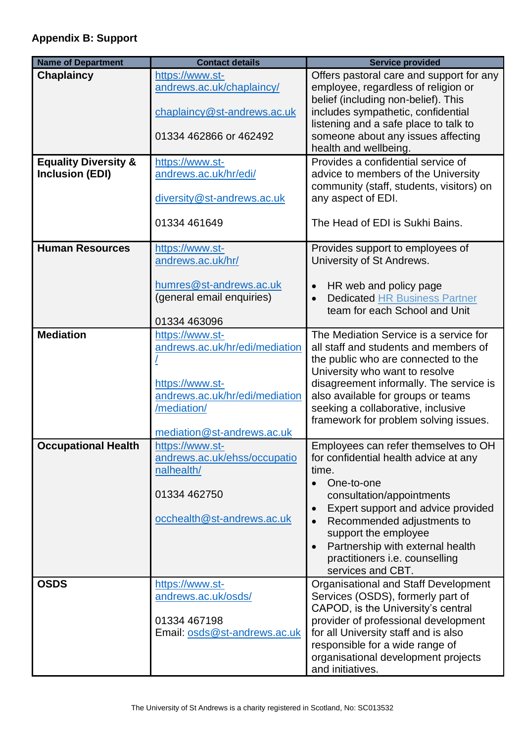**Appendix B: Support**

| Name of Department | Contact details | Service provided |
|---|---|---|
| **Chaplaincy** | https://www.st-andrews.ac.uk/chaplaincy/<br><br>chaplaincy@st-andrews.ac.uk<br><br>01334 462866 or 462492 | Offers pastoral care and support for any employee, regardless of religion or belief (including non-belief). This includes sympathetic, confidential listening and a safe place to talk to someone about any issues affecting health and wellbeing. |
| **Equality Diversity & Inclusion (EDI)** | https://www.st-andrews.ac.uk/hr/edi/<br><br>diversity@st-andrews.ac.uk<br><br>01334 461649 | Provides a confidential service of advice to members of the University community (staff, students, visitors) on any aspect of EDI.<br><br>The Head of EDI is Sukhi Bains. |
| **Human Resources** | https://www.st-andrews.ac.uk/hr/<br><br>humres@st-andrews.ac.uk (general email enquiries)<br><br>01334 463096 | Provides support to employees of University of St Andrews.<br><br>• HR web and policy page<br>• Dedicated HR Business Partner team for each School and Unit |
| **Mediation** | https://www.st-andrews.ac.uk/hr/edi/mediation/<br><br>https://www.st-andrews.ac.uk/hr/edi/mediation/mediation/<br><br>mediation@st-andrews.ac.uk | The Mediation Service is a service for all staff and students and members of the public who are connected to the University who want to resolve disagreement informally. The service is also available for groups or teams seeking a collaborative, inclusive framework for problem solving issues. |
| **Occupational Health** | https://www.st-andrews.ac.uk/ehss/occupationalhealth/<br><br>01334 462750<br><br>occhealth@st-andrews.ac.uk | Employees can refer themselves to OH for confidential health advice at any time.<br>• One-to-one consultation/appointments<br>• Expert support and advice provided<br>• Recommended adjustments to support the employee<br>• Partnership with external health practitioners i.e. counselling services and CBT. |
| **OSDS** | https://www.st-andrews.ac.uk/osds/<br><br>01334 467198<br>Email: osds@st-andrews.ac.uk | Organisational and Staff Development Services (OSDS), formerly part of CAPOD, is the University's central provider of professional development for all University staff and is also responsible for a wide range of organisational development projects and initiatives. |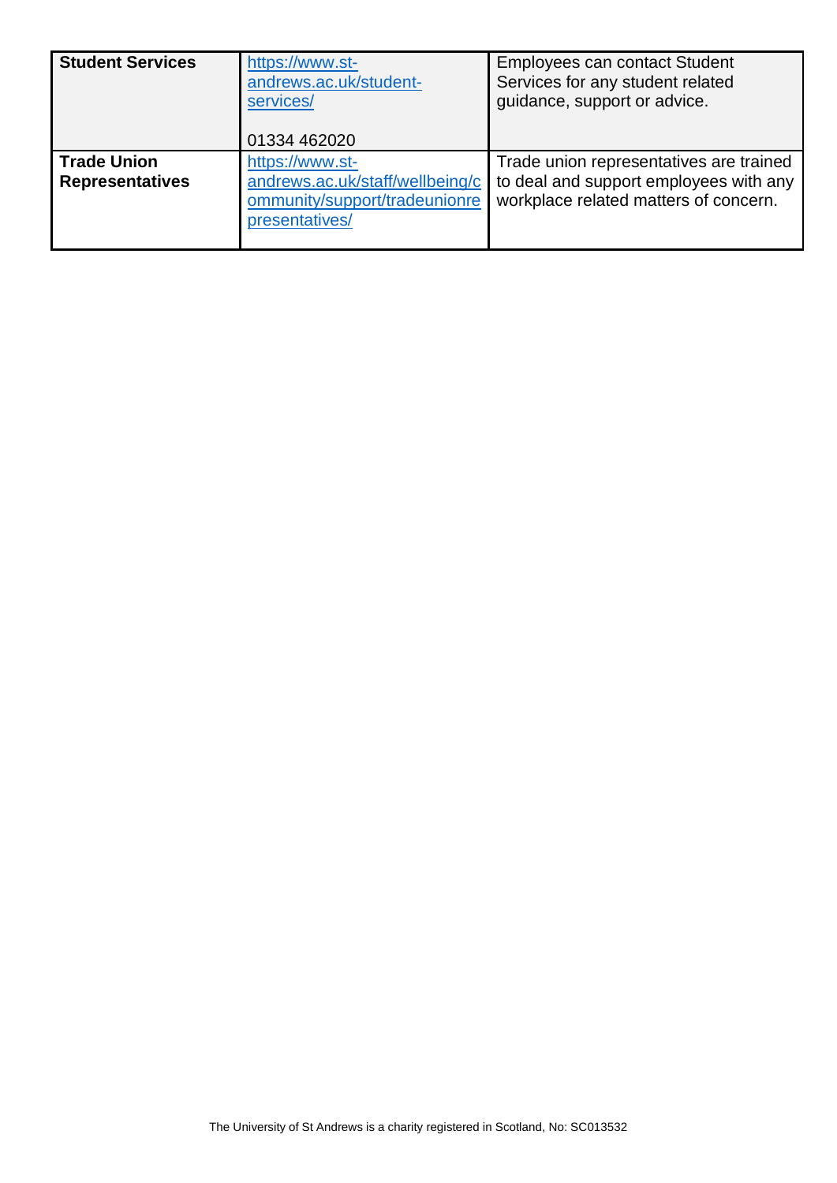| | | |
|---|---|---|
| **Student Services** | https://www.st-andrews.ac.uk/student-services/<br><br>01334 462020 | Employees can contact Student Services for any student related guidance, support or advice. |
| **Trade Union Representatives** | https://www.st-andrews.ac.uk/staff/wellbeing/community/support/tradeunionrepresentatives/ | Trade union representatives are trained to deal and support employees with any workplace related matters of concern. |

The University of St Andrews is a charity registered in Scotland, No: SC013532